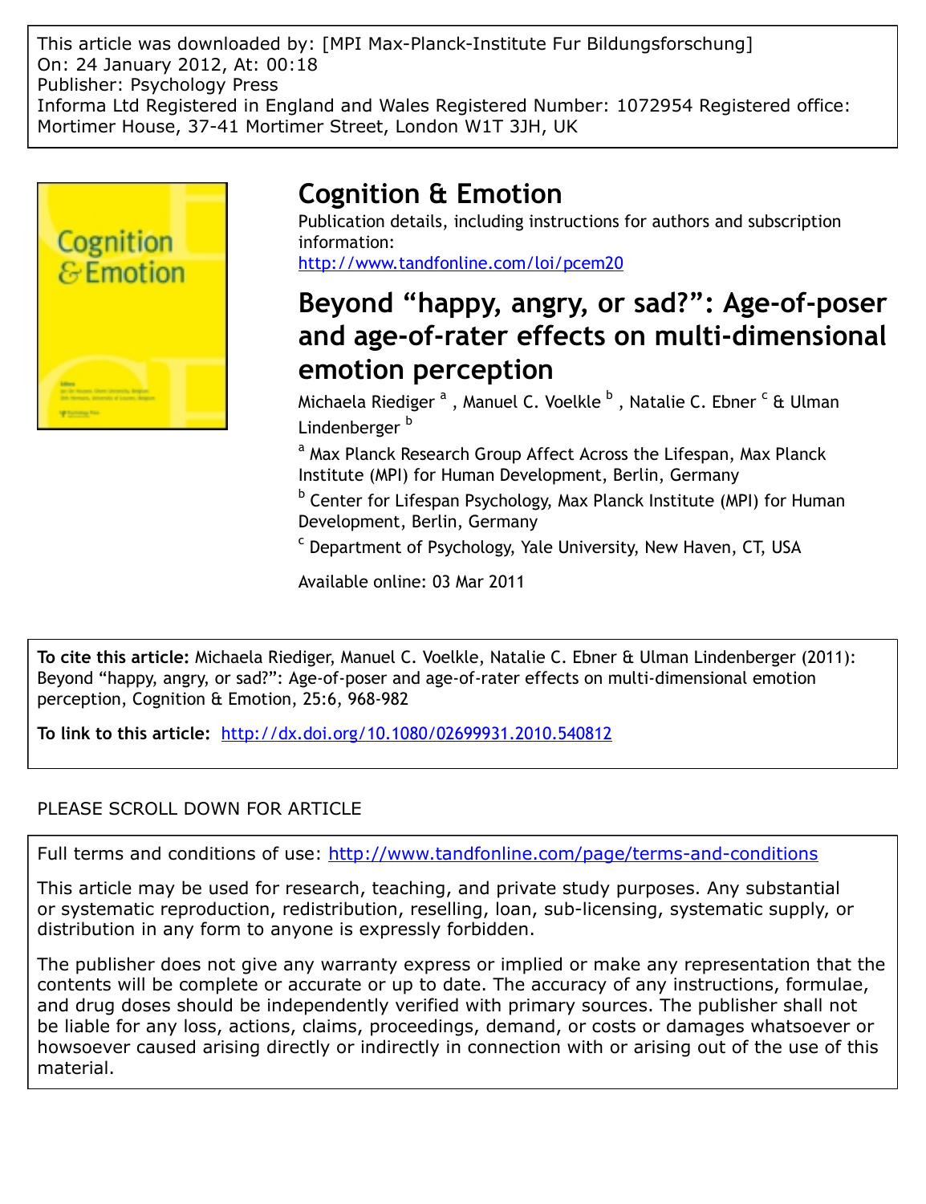This article was downloaded by: [MPI Max-Planck-Institute Fur Bildungsforschung]
On: 24 January 2012, At: 00:18
Publisher: Psychology Press
Informa Ltd Registered in England and Wales Registered Number: 1072954 Registered office: Mortimer House, 37-41 Mortimer Street, London W1T 3JH, UK

# Cognition & Emotion

Publication details, including instructions for authors and subscription information:
http://www.tandfonline.com/loi/pcem20

## Beyond "happy, angry, or sad?": Age-of-poser and age-of-rater effects on multi-dimensional emotion perception

Michaela Riediger [a] , Manuel C. Voelkle [b] , Natalie C. Ebner [c] & Ulman Lindenberger [b]

[a] Max Planck Research Group Affect Across the Lifespan, Max Planck Institute (MPI) for Human Development, Berlin, Germany

[b] Center for Lifespan Psychology, Max Planck Institute (MPI) for Human Development, Berlin, Germany

[c] Department of Psychology, Yale University, New Haven, CT, USA

Available online: 03 Mar 2011

**To cite this article:** Michaela Riediger, Manuel C. Voelkle, Natalie C. Ebner & Ulman Lindenberger (2011): Beyond "happy, angry, or sad?": Age-of-poser and age-of-rater effects on multi-dimensional emotion perception, Cognition & Emotion, 25:6, 968-982

**To link to this article:** http://dx.doi.org/10.1080/02699931.2010.540812

PLEASE SCROLL DOWN FOR ARTICLE

Full terms and conditions of use: http://www.tandfonline.com/page/terms-and-conditions

This article may be used for research, teaching, and private study purposes. Any substantial or systematic reproduction, redistribution, reselling, loan, sub-licensing, systematic supply, or distribution in any form to anyone is expressly forbidden.

The publisher does not give any warranty express or implied or make any representation that the contents will be complete or accurate or up to date. The accuracy of any instructions, formulae, and drug doses should be independently verified with primary sources. The publisher shall not be liable for any loss, actions, claims, proceedings, demand, or costs or damages whatsoever or howsoever caused arising directly or indirectly in connection with or arising out of the use of this material.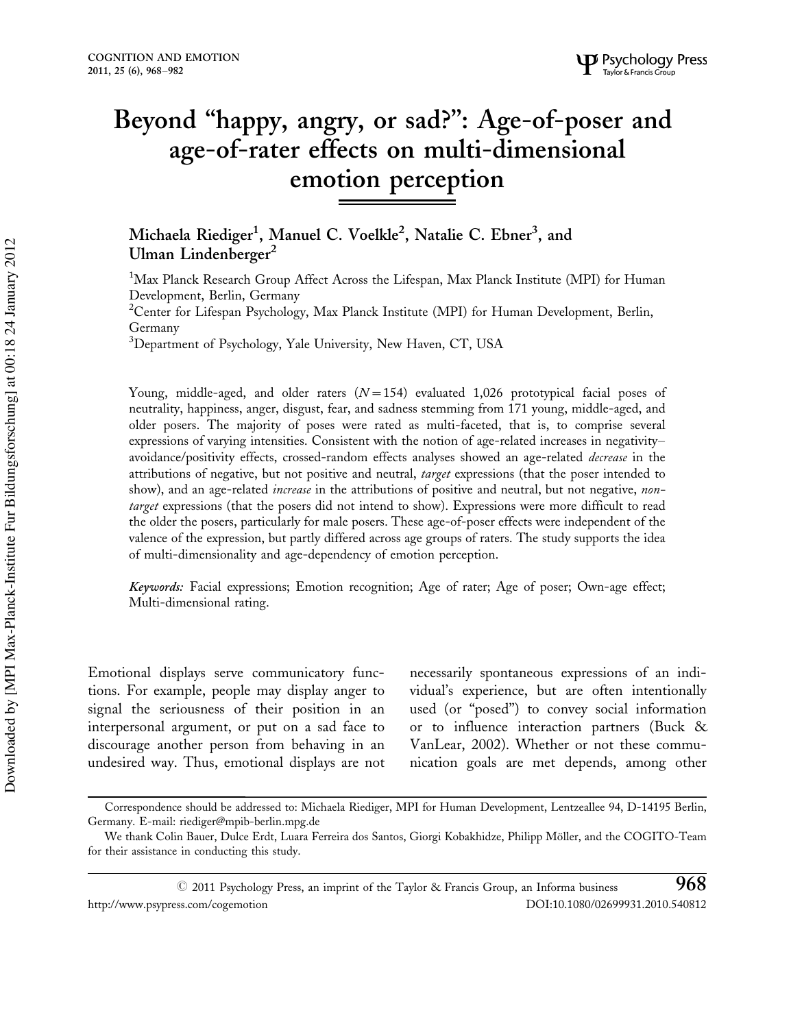# Beyond "happy, angry, or sad?": Age-of-poser and age-of-rater effects on multi-dimensional emotion perception

**Michaela Riediger[1], Manuel C. Voelkle[2], Natalie C. Ebner[3], and Ulman Lindenberger[2]**

[1]Max Planck Research Group Affect Across the Lifespan, Max Planck Institute (MPI) for Human Development, Berlin, Germany

[2]Center for Lifespan Psychology, Max Planck Institute (MPI) for Human Development, Berlin, Germany

[3]Department of Psychology, Yale University, New Haven, CT, USA

Young, middle-aged, and older raters ($N = 154$) evaluated 1,026 prototypical facial poses of neutrality, happiness, anger, disgust, fear, and sadness stemming from 171 young, middle-aged, and older posers. The majority of poses were rated as multi-faceted, that is, to comprise several expressions of varying intensities. Consistent with the notion of age-related increases in negativity–avoidance/positivity effects, crossed-random effects analyses showed an age-related *decrease* in the attributions of negative, but not positive and neutral, *target* expressions (that the poser intended to show), and an age-related *increase* in the attributions of positive and neutral, but not negative, *non-target* expressions (that the posers did not intend to show). Expressions were more difficult to read the older the posers, particularly for male posers. These age-of-poser effects were independent of the valence of the expression, but partly differed across age groups of raters. The study supports the idea of multi-dimensionality and age-dependency of emotion perception.

*Keywords:* Facial expressions; Emotion recognition; Age of rater; Age of poser; Own-age effect; Multi-dimensional rating.

Emotional displays serve communicatory functions. For example, people may display anger to signal the seriousness of their position in an interpersonal argument, or put on a sad face to discourage another person from behaving in an undesired way. Thus, emotional displays are not necessarily spontaneous expressions of an individual's experience, but are often intentionally used (or "posed") to convey social information or to influence interaction partners (Buck & VanLear, 2002). Whether or not these communication goals are met depends, among other

Correspondence should be addressed to: Michaela Riediger, MPI for Human Development, Lentzeallee 94, D-14195 Berlin, Germany. E-mail: riediger@mpib-berlin.mpg.de

We thank Colin Bauer, Dulce Erdt, Luara Ferreira dos Santos, Giorgi Kobakhidze, Philipp Möller, and the COGITO-Team for their assistance in conducting this study.

© 2011 Psychology Press, an imprint of the Taylor & Francis Group, an Informa business

http://www.psypress.com/cogemotion DOI:10.1080/02699931.2010.540812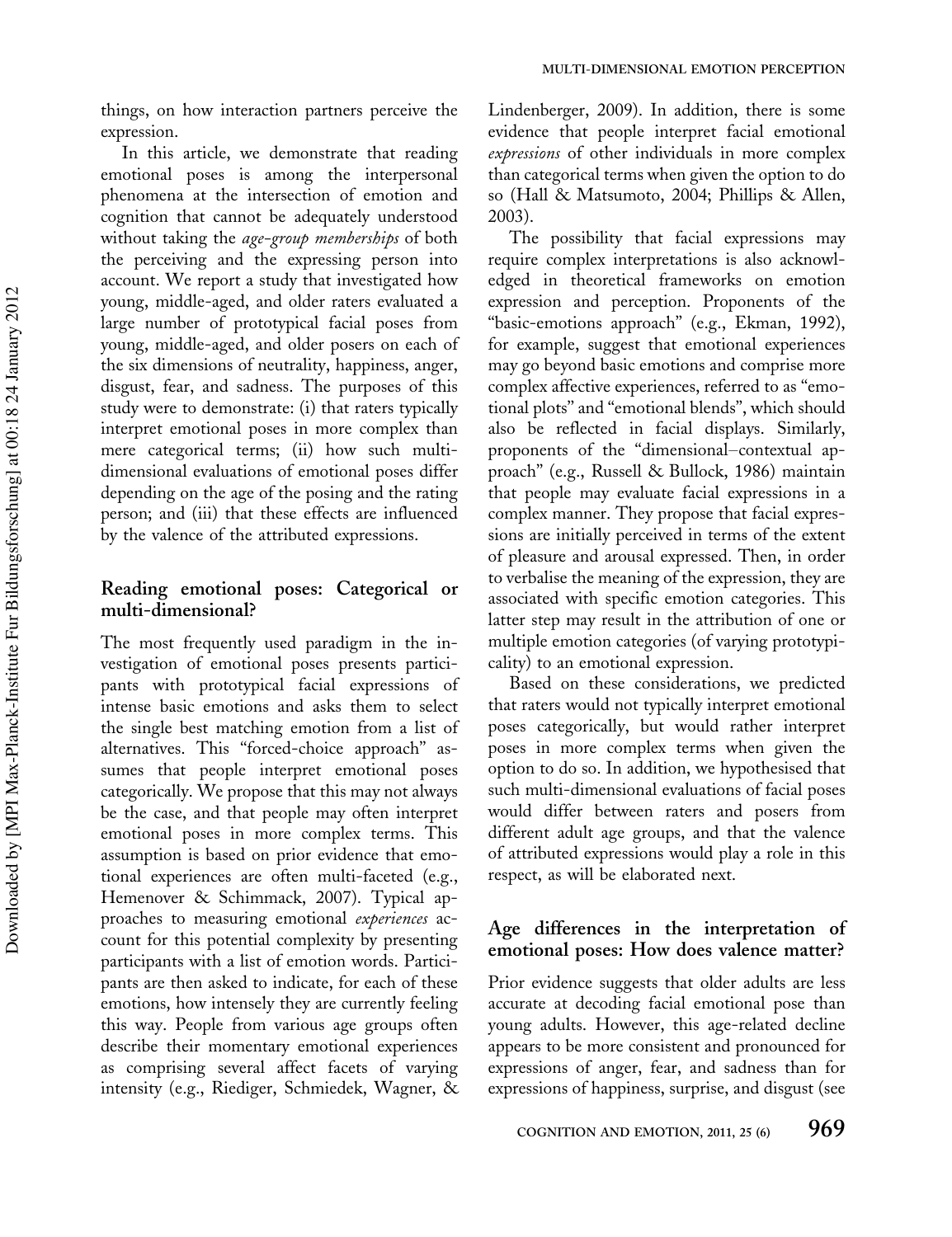things, on how interaction partners perceive the expression.

In this article, we demonstrate that reading emotional poses is among the interpersonal phenomena at the intersection of emotion and cognition that cannot be adequately understood without taking the *age-group memberships* of both the perceiving and the expressing person into account. We report a study that investigated how young, middle-aged, and older raters evaluated a large number of prototypical facial poses from young, middle-aged, and older posers on each of the six dimensions of neutrality, happiness, anger, disgust, fear, and sadness. The purposes of this study were to demonstrate: (i) that raters typically interpret emotional poses in more complex than mere categorical terms; (ii) how such multi-dimensional evaluations of emotional poses differ depending on the age of the posing and the rating person; and (iii) that these effects are influenced by the valence of the attributed expressions.

## Reading emotional poses: Categorical or multi-dimensional?

The most frequently used paradigm in the investigation of emotional poses presents participants with prototypical facial expressions of intense basic emotions and asks them to select the single best matching emotion from a list of alternatives. This "forced-choice approach" assumes that people interpret emotional poses categorically. We propose that this may not always be the case, and that people may often interpret emotional poses in more complex terms. This assumption is based on prior evidence that emotional experiences are often multi-faceted (e.g., Hemenover & Schimmack, 2007). Typical approaches to measuring emotional *experiences* account for this potential complexity by presenting participants with a list of emotion words. Participants are then asked to indicate, for each of these emotions, how intensely they are currently feeling this way. People from various age groups often describe their momentary emotional experiences as comprising several affect facets of varying intensity (e.g., Riediger, Schmiedek, Wagner, & Lindenberger, 2009). In addition, there is some evidence that people interpret facial emotional *expressions* of other individuals in more complex than categorical terms when given the option to do so (Hall & Matsumoto, 2004; Phillips & Allen, 2003).

The possibility that facial expressions may require complex interpretations is also acknowledged in theoretical frameworks on emotion expression and perception. Proponents of the "basic-emotions approach" (e.g., Ekman, 1992), for example, suggest that emotional experiences may go beyond basic emotions and comprise more complex affective experiences, referred to as "emotional plots" and "emotional blends", which should also be reflected in facial displays. Similarly, proponents of the "dimensional–contextual approach" (e.g., Russell & Bullock, 1986) maintain that people may evaluate facial expressions in a complex manner. They propose that facial expressions are initially perceived in terms of the extent of pleasure and arousal expressed. Then, in order to verbalise the meaning of the expression, they are associated with specific emotion categories. This latter step may result in the attribution of one or multiple emotion categories (of varying prototypicality) to an emotional expression.

Based on these considerations, we predicted that raters would not typically interpret emotional poses categorically, but would rather interpret poses in more complex terms when given the option to do so. In addition, we hypothesised that such multi-dimensional evaluations of facial poses would differ between raters and posers from different adult age groups, and that the valence of attributed expressions would play a role in this respect, as will be elaborated next.

## Age differences in the interpretation of emotional poses: How does valence matter?

Prior evidence suggests that older adults are less accurate at decoding facial emotional pose than young adults. However, this age-related decline appears to be more consistent and pronounced for expressions of anger, fear, and sadness than for expressions of happiness, surprise, and disgust (see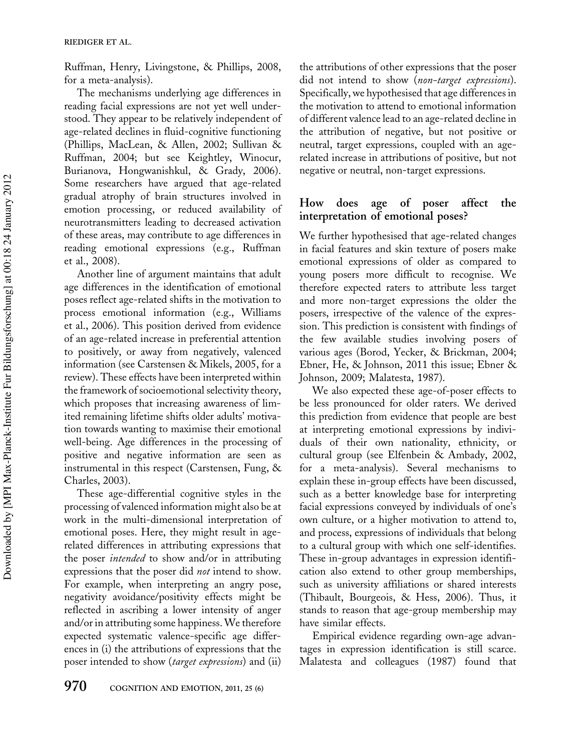Ruffman, Henry, Livingstone, & Phillips, 2008, for a meta-analysis).

The mechanisms underlying age differences in reading facial expressions are not yet well understood. They appear to be relatively independent of age-related declines in fluid-cognitive functioning (Phillips, MacLean, & Allen, 2002; Sullivan & Ruffman, 2004; but see Keightley, Winocur, Burianova, Hongwanishkul, & Grady, 2006). Some researchers have argued that age-related gradual atrophy of brain structures involved in emotion processing, or reduced availability of neurotransmitters leading to decreased activation of these areas, may contribute to age differences in reading emotional expressions (e.g., Ruffman et al., 2008).

Another line of argument maintains that adult age differences in the identification of emotional poses reflect age-related shifts in the motivation to process emotional information (e.g., Williams et al., 2006). This position derived from evidence of an age-related increase in preferential attention to positively, or away from negatively, valenced information (see Carstensen & Mikels, 2005, for a review). These effects have been interpreted within the framework of socioemotional selectivity theory, which proposes that increasing awareness of limited remaining lifetime shifts older adults' motivation towards wanting to maximise their emotional well-being. Age differences in the processing of positive and negative information are seen as instrumental in this respect (Carstensen, Fung, & Charles, 2003).

These age-differential cognitive styles in the processing of valenced information might also be at work in the multi-dimensional interpretation of emotional poses. Here, they might result in age-related differences in attributing expressions that the poser *intended* to show and/or in attributing expressions that the poser did *not* intend to show. For example, when interpreting an angry pose, negativity avoidance/positivity effects might be reflected in ascribing a lower intensity of anger and/or in attributing some happiness. We therefore expected systematic valence-specific age differences in (i) the attributions of expressions that the poser intended to show (*target expressions*) and (ii) the attributions of other expressions that the poser did not intend to show (*non-target expressions*). Specifically, we hypothesised that age differences in the motivation to attend to emotional information of different valence lead to an age-related decline in the attribution of negative, but not positive or neutral, target expressions, coupled with an age-related increase in attributions of positive, but not negative or neutral, non-target expressions.

## How does age of poser affect the interpretation of emotional poses?

We further hypothesised that age-related changes in facial features and skin texture of posers make emotional expressions of older as compared to young posers more difficult to recognise. We therefore expected raters to attribute less target and more non-target expressions the older the posers, irrespective of the valence of the expression. This prediction is consistent with findings of the few available studies involving posers of various ages (Borod, Yecker, & Brickman, 2004; Ebner, He, & Johnson, 2011 this issue; Ebner & Johnson, 2009; Malatesta, 1987).

We also expected these age-of-poser effects to be less pronounced for older raters. We derived this prediction from evidence that people are best at interpreting emotional expressions by individuals of their own nationality, ethnicity, or cultural group (see Elfenbein & Ambady, 2002, for a meta-analysis). Several mechanisms to explain these in-group effects have been discussed, such as a better knowledge base for interpreting facial expressions conveyed by individuals of one's own culture, or a higher motivation to attend to, and process, expressions of individuals that belong to a cultural group with which one self-identifies. These in-group advantages in expression identification also extend to other group memberships, such as university affiliations or shared interests (Thibault, Bourgeois, & Hess, 2006). Thus, it stands to reason that age-group membership may have similar effects.

Empirical evidence regarding own-age advantages in expression identification is still scarce. Malatesta and colleagues (1987) found that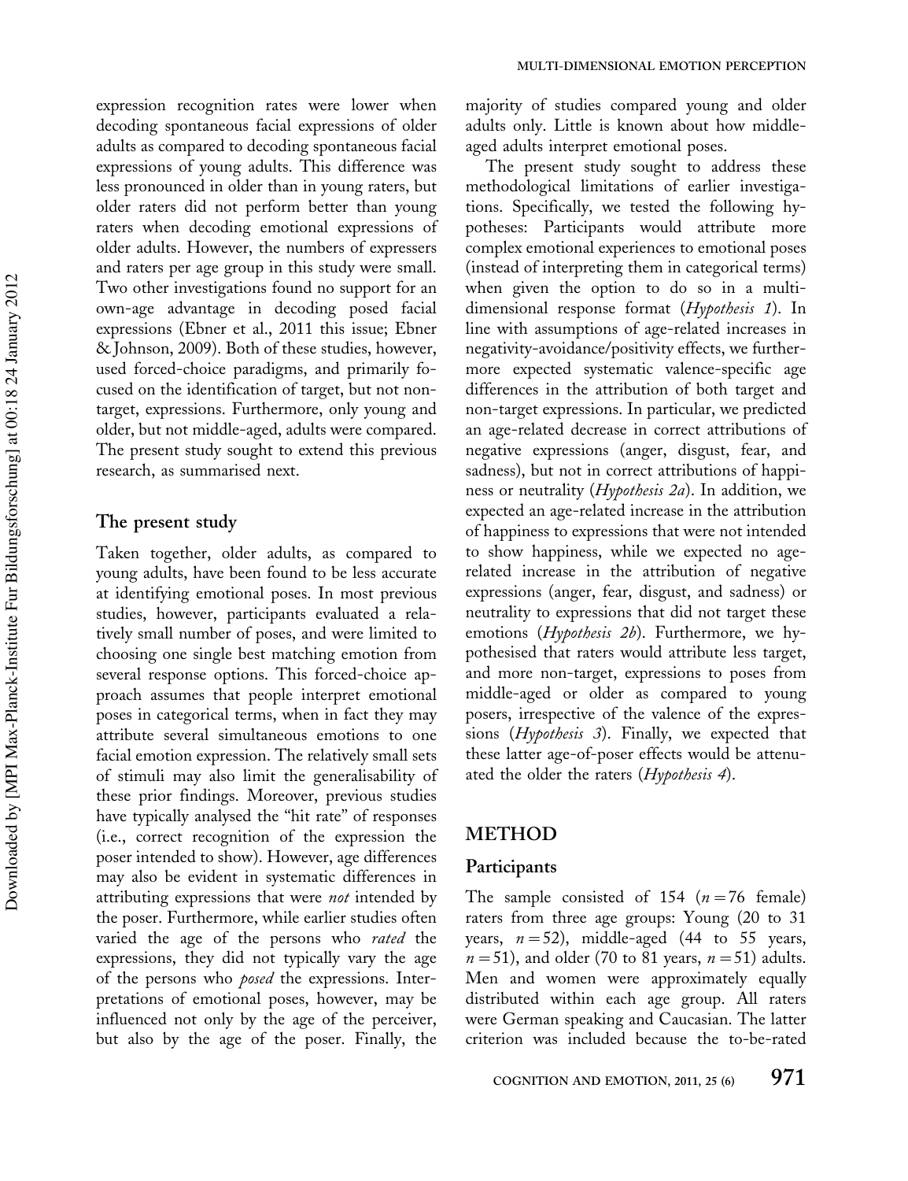expression recognition rates were lower when decoding spontaneous facial expressions of older adults as compared to decoding spontaneous facial expressions of young adults. This difference was less pronounced in older than in young raters, but older raters did not perform better than young raters when decoding emotional expressions of older adults. However, the numbers of expressers and raters per age group in this study were small. Two other investigations found no support for an own-age advantage in decoding posed facial expressions (Ebner et al., 2011 this issue; Ebner & Johnson, 2009). Both of these studies, however, used forced-choice paradigms, and primarily focused on the identification of target, but not non-target, expressions. Furthermore, only young and older, but not middle-aged, adults were compared. The present study sought to extend this previous research, as summarised next.

## The present study

Taken together, older adults, as compared to young adults, have been found to be less accurate at identifying emotional poses. In most previous studies, however, participants evaluated a relatively small number of poses, and were limited to choosing one single best matching emotion from several response options. This forced-choice approach assumes that people interpret emotional poses in categorical terms, when in fact they may attribute several simultaneous emotions to one facial emotion expression. The relatively small sets of stimuli may also limit the generalisability of these prior findings. Moreover, previous studies have typically analysed the "hit rate" of responses (i.e., correct recognition of the expression the poser intended to show). However, age differences may also be evident in systematic differences in attributing expressions that were *not* intended by the poser. Furthermore, while earlier studies often varied the age of the persons who *rated* the expressions, they did not typically vary the age of the persons who *posed* the expressions. Interpretations of emotional poses, however, may be influenced not only by the age of the perceiver, but also by the age of the poser. Finally, the majority of studies compared young and older adults only. Little is known about how middle-aged adults interpret emotional poses.

The present study sought to address these methodological limitations of earlier investigations. Specifically, we tested the following hypotheses: Participants would attribute more complex emotional experiences to emotional poses (instead of interpreting them in categorical terms) when given the option to do so in a multi-dimensional response format (*Hypothesis 1*). In line with assumptions of age-related increases in negativity-avoidance/positivity effects, we furthermore expected systematic valence-specific age differences in the attribution of both target and non-target expressions. In particular, we predicted an age-related decrease in correct attributions of negative expressions (anger, disgust, fear, and sadness), but not in correct attributions of happiness or neutrality (*Hypothesis 2a*). In addition, we expected an age-related increase in the attribution of happiness to expressions that were not intended to show happiness, while we expected no age-related increase in the attribution of negative expressions (anger, fear, disgust, and sadness) or neutrality to expressions that did not target these emotions (*Hypothesis 2b*). Furthermore, we hypothesised that raters would attribute less target, and more non-target, expressions to poses from middle-aged or older as compared to young posers, irrespective of the valence of the expressions (*Hypothesis 3*). Finally, we expected that these latter age-of-poser effects would be attenuated the older the raters (*Hypothesis 4*).

# METHOD

## Participants

The sample consisted of 154 ($n = 76$ female) raters from three age groups: Young (20 to 31 years, $n = 52$), middle-aged (44 to 55 years, $n = 51$), and older (70 to 81 years, $n = 51$) adults. Men and women were approximately equally distributed within each age group. All raters were German speaking and Caucasian. The latter criterion was included because the to-be-rated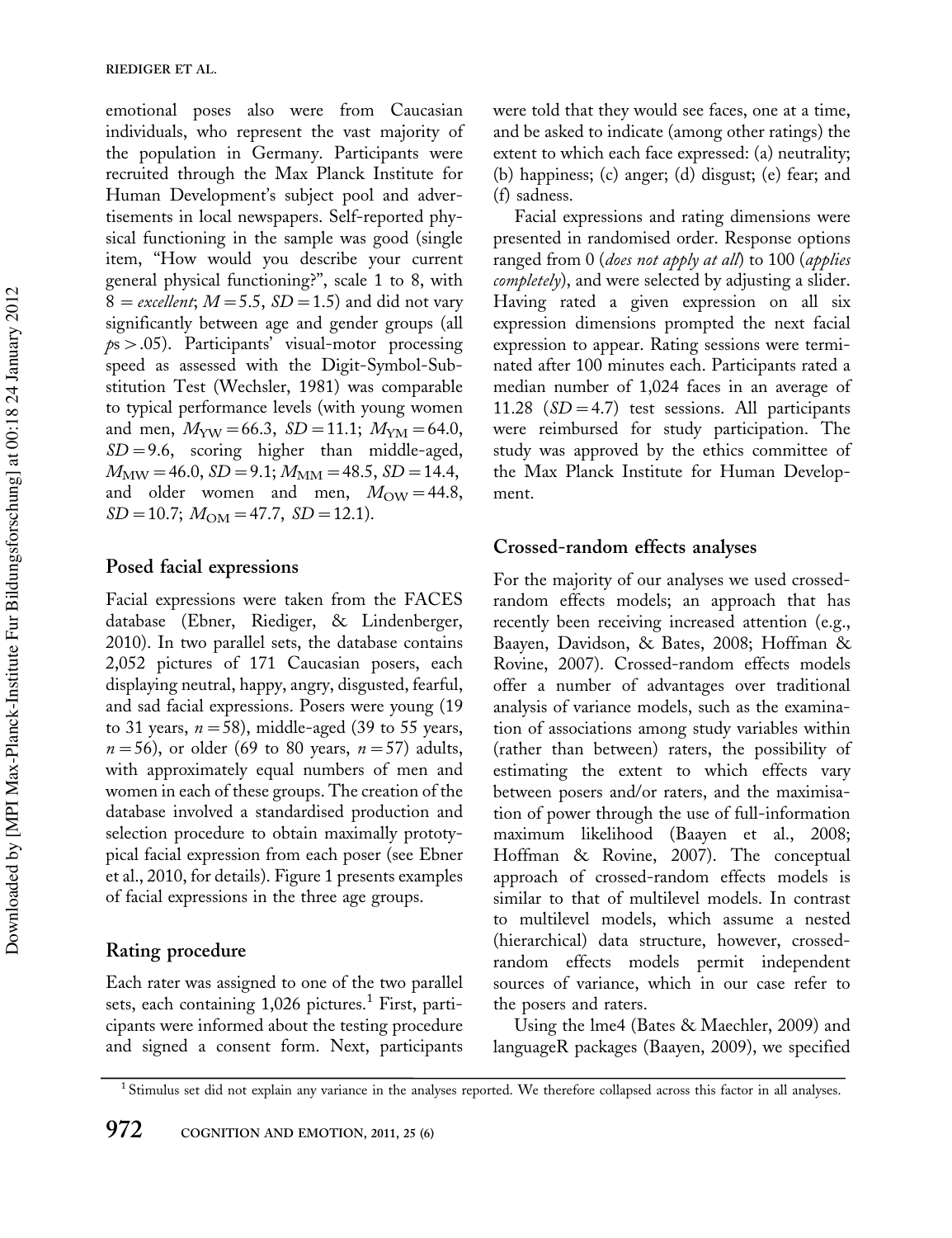emotional poses also were from Caucasian individuals, who represent the vast majority of the population in Germany. Participants were recruited through the Max Planck Institute for Human Development's subject pool and advertisements in local newspapers. Self-reported physical functioning in the sample was good (single item, "How would you describe your current general physical functioning?", scale 1 to 8, with 8 = *excellent*; $M = 5.5$, $SD = 1.5$) and did not vary significantly between age and gender groups (all $p$s > .05). Participants' visual-motor processing speed as assessed with the Digit-Symbol-Substitution Test (Wechsler, 1981) was comparable to typical performance levels (with young women and men, $M_{YW} = 66.3$, $SD = 11.1$; $M_{YM} = 64.0$, $SD = 9.6$, scoring higher than middle-aged, $M_{MW} = 46.0$, $SD = 9.1$; $M_{MM} = 48.5$, $SD = 14.4$, and older women and men, $M_{OW} = 44.8$, $SD = 10.7$; $M_{OM} = 47.7$, $SD = 12.1$).

## Posed facial expressions

Facial expressions were taken from the FACES database (Ebner, Riediger, & Lindenberger, 2010). In two parallel sets, the database contains 2,052 pictures of 171 Caucasian posers, each displaying neutral, happy, angry, disgusted, fearful, and sad facial expressions. Posers were young (19 to 31 years, $n = 58$), middle-aged (39 to 55 years, $n = 56$), or older (69 to 80 years, $n = 57$) adults, with approximately equal numbers of men and women in each of these groups. The creation of the database involved a standardised production and selection procedure to obtain maximally prototypical facial expression from each poser (see Ebner et al., 2010, for details). Figure 1 presents examples of facial expressions in the three age groups.

## Rating procedure

Each rater was assigned to one of the two parallel sets, each containing 1,026 pictures.[1] First, participants were informed about the testing procedure and signed a consent form. Next, participants were told that they would see faces, one at a time, and be asked to indicate (among other ratings) the extent to which each face expressed: (a) neutrality; (b) happiness; (c) anger; (d) disgust; (e) fear; and (f) sadness.

Facial expressions and rating dimensions were presented in randomised order. Response options ranged from 0 (*does not apply at all*) to 100 (*applies completely*), and were selected by adjusting a slider. Having rated a given expression on all six expression dimensions prompted the next facial expression to appear. Rating sessions were terminated after 100 minutes each. Participants rated a median number of 1,024 faces in an average of 11.28 ($SD = 4.7$) test sessions. All participants were reimbursed for study participation. The study was approved by the ethics committee of the Max Planck Institute for Human Development.

## Crossed-random effects analyses

For the majority of our analyses we used crossed-random effects models; an approach that has recently been receiving increased attention (e.g., Baayen, Davidson, & Bates, 2008; Hoffman & Rovine, 2007). Crossed-random effects models offer a number of advantages over traditional analysis of variance models, such as the examination of associations among study variables within (rather than between) raters, the possibility of estimating the extent to which effects vary between posers and/or raters, and the maximisation of power through the use of full-information maximum likelihood (Baayen et al., 2008; Hoffman & Rovine, 2007). The conceptual approach of crossed-random effects models is similar to that of multilevel models. In contrast to multilevel models, which assume a nested (hierarchical) data structure, however, crossed-random effects models permit independent sources of variance, which in our case refer to the posers and raters.

Using the lme4 (Bates & Maechler, 2009) and languageR packages (Baayen, 2009), we specified

[1] Stimulus set did not explain any variance in the analyses reported. We therefore collapsed across this factor in all analyses.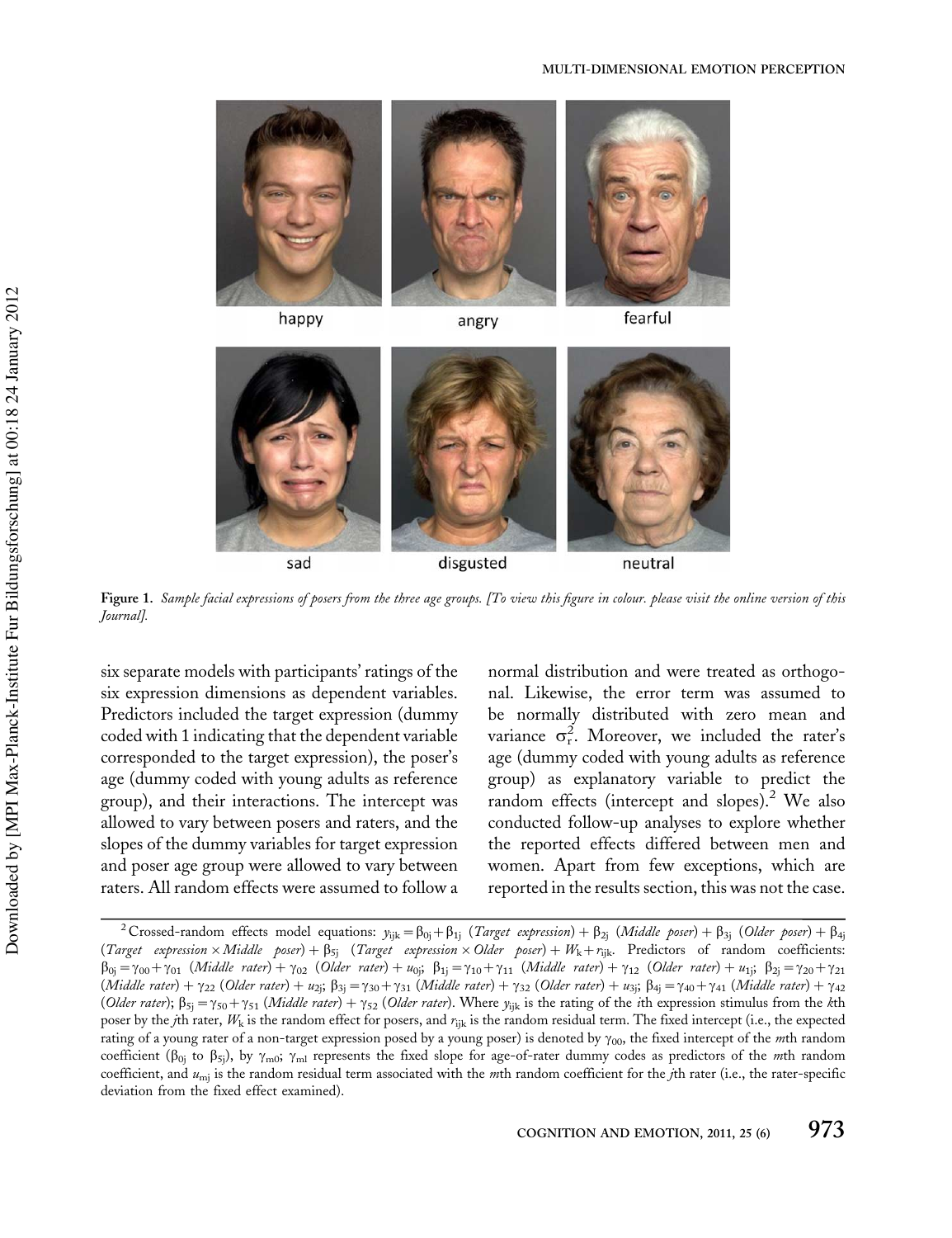happy angry fearful

sad disgusted neutral

**Figure 1.** *Sample facial expressions of posers from the three age groups. [To view this figure in colour. please visit the online version of this Journal].*

six separate models with participants' ratings of the six expression dimensions as dependent variables. Predictors included the target expression (dummy coded with 1 indicating that the dependent variable corresponded to the target expression), the poser's age (dummy coded with young adults as reference group), and their interactions. The intercept was allowed to vary between posers and raters, and the slopes of the dummy variables for target expression and poser age group were allowed to vary between raters. All random effects were assumed to follow a normal distribution and were treated as orthogonal. Likewise, the error term was assumed to be normally distributed with zero mean and variance $\sigma_r^2$. Moreover, we included the rater's age (dummy coded with young adults as reference group) as explanatory variable to predict the random effects (intercept and slopes).[2] We also conducted follow-up analyses to explore whether the reported effects differed between men and women. Apart from few exceptions, which are reported in the results section, this was not the case.

[2] Crossed-random effects model equations: $y_{ijk} = \beta_{0j} + \beta_{1j}$ (*Target expression*) $+ \beta_{2j}$ (*Middle poser*) $+ \beta_{3j}$ (*Older poser*) $+ \beta_{4j}$ (*Target expression* $\times$ *Middle poser*) $+ \beta_{5j}$ (*Target expression* $\times$ *Older poser*) $+ W_k + r_{ijk}$. Predictors of random coefficients: $\beta_{0j} = \gamma_{00} + \gamma_{01}$ (*Middle rater*) $+ \gamma_{02}$ (*Older rater*) $+ u_{0j}$; $\beta_{1j} = \gamma_{10} + \gamma_{11}$ (*Middle rater*) $+ \gamma_{12}$ (*Older rater*) $+ u_{1j}$; $\beta_{2j} = \gamma_{20} + \gamma_{21}$ (*Middle rater*) $+ \gamma_{22}$ (*Older rater*) $+ u_{2j}$; $\beta_{3j} = \gamma_{30} + \gamma_{31}$ (*Middle rater*) $+ \gamma_{32}$ (*Older rater*) $+ u_{3j}$; $\beta_{4j} = \gamma_{40} + \gamma_{41}$ (*Middle rater*) $+ \gamma_{42}$ (*Older rater*); $\beta_{5j} = \gamma_{50} + \gamma_{51}$ (*Middle rater*) $+ \gamma_{52}$ (*Older rater*). Where $y_{ijk}$ is the rating of the *i*th expression stimulus from the *k*th poser by the *j*th rater, $W_k$ is the random effect for posers, and $r_{ijk}$ is the random residual term. The fixed intercept (i.e., the expected rating of a young rater of a non-target expression posed by a young poser) is denoted by $\gamma_{00}$, the fixed intercept of the *m*th random coefficient ($\beta_{0j}$ to $\beta_{5j}$), by $\gamma_{m0}$; $\gamma_{ml}$ represents the fixed slope for age-of-rater dummy codes as predictors of the *m*th random coefficient, and $u_{mj}$ is the random residual term associated with the *m*th random coefficient for the *j*th rater (i.e., the rater-specific deviation from the fixed effect examined).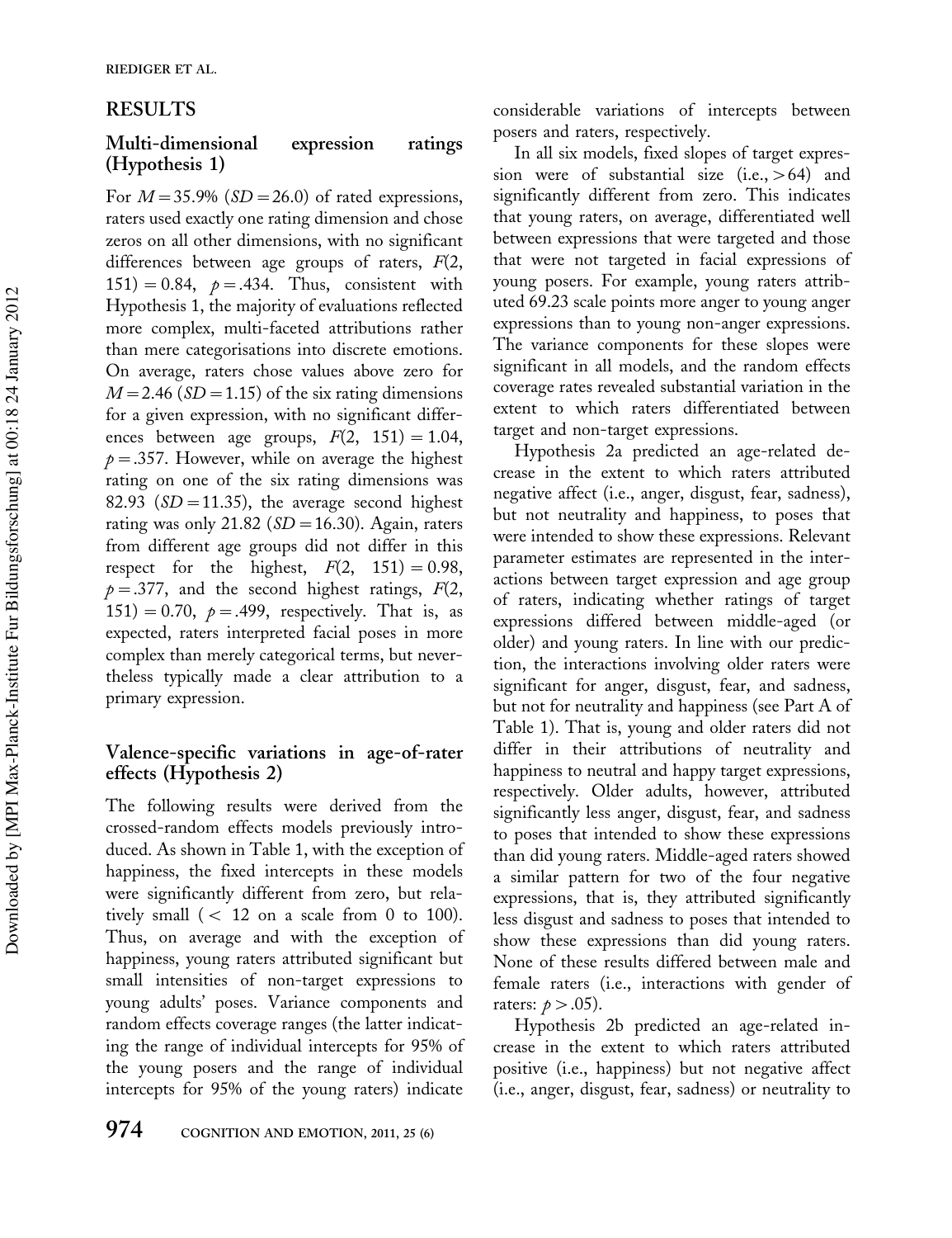## RESULTS

### Multi-dimensional expression ratings (Hypothesis 1)

For $M = 35.9\%$ ($SD = 26.0$) of rated expressions, raters used exactly one rating dimension and chose zeros on all other dimensions, with no significant differences between age groups of raters, $F(2, 151) = 0.84$, $p = .434$. Thus, consistent with Hypothesis 1, the majority of evaluations reflected more complex, multi-faceted attributions rather than mere categorisations into discrete emotions. On average, raters chose values above zero for $M = 2.46$ ($SD = 1.15$) of the six rating dimensions for a given expression, with no significant differences between age groups, $F(2, 151) = 1.04$, $p = .357$. However, while on average the highest rating on one of the six rating dimensions was 82.93 ($SD = 11.35$), the average second highest rating was only 21.82 ($SD = 16.30$). Again, raters from different age groups did not differ in this respect for the highest, $F(2, 151) = 0.98$, $p = .377$, and the second highest ratings, $F(2, 151) = 0.70$, $p = .499$, respectively. That is, as expected, raters interpreted facial poses in more complex than merely categorical terms, but nevertheless typically made a clear attribution to a primary expression.

### Valence-specific variations in age-of-rater effects (Hypothesis 2)

The following results were derived from the crossed-random effects models previously introduced. As shown in Table 1, with the exception of happiness, the fixed intercepts in these models were significantly different from zero, but relatively small ($< 12$ on a scale from 0 to 100). Thus, on average and with the exception of happiness, young raters attributed significant but small intensities of non-target expressions to young adults' poses. Variance components and random effects coverage ranges (the latter indicating the range of individual intercepts for 95% of the young posers and the range of individual intercepts for 95% of the young raters) indicate considerable variations of intercepts between posers and raters, respectively.

In all six models, fixed slopes of target expression were of substantial size (i.e., $> 64$) and significantly different from zero. This indicates that young raters, on average, differentiated well between expressions that were targeted and those that were not targeted in facial expressions of young posers. For example, young raters attributed 69.23 scale points more anger to young anger expressions than to young non-anger expressions. The variance components for these slopes were significant in all models, and the random effects coverage rates revealed substantial variation in the extent to which raters differentiated between target and non-target expressions.

Hypothesis 2a predicted an age-related decrease in the extent to which raters attributed negative affect (i.e., anger, disgust, fear, sadness), but not neutrality and happiness, to poses that were intended to show these expressions. Relevant parameter estimates are represented in the interactions between target expression and age group of raters, indicating whether ratings of target expressions differed between middle-aged (or older) and young raters. In line with our prediction, the interactions involving older raters were significant for anger, disgust, fear, and sadness, but not for neutrality and happiness (see Part A of Table 1). That is, young and older raters did not differ in their attributions of neutrality and happiness to neutral and happy target expressions, respectively. Older adults, however, attributed significantly less anger, disgust, fear, and sadness to poses that intended to show these expressions than did young raters. Middle-aged raters showed a similar pattern for two of the four negative expressions, that is, they attributed significantly less disgust and sadness to poses that intended to show these expressions than did young raters. None of these results differed between male and female raters (i.e., interactions with gender of raters: $p > .05$).

Hypothesis 2b predicted an age-related increase in the extent to which raters attributed positive (i.e., happiness) but not negative affect (i.e., anger, disgust, fear, sadness) or neutrality to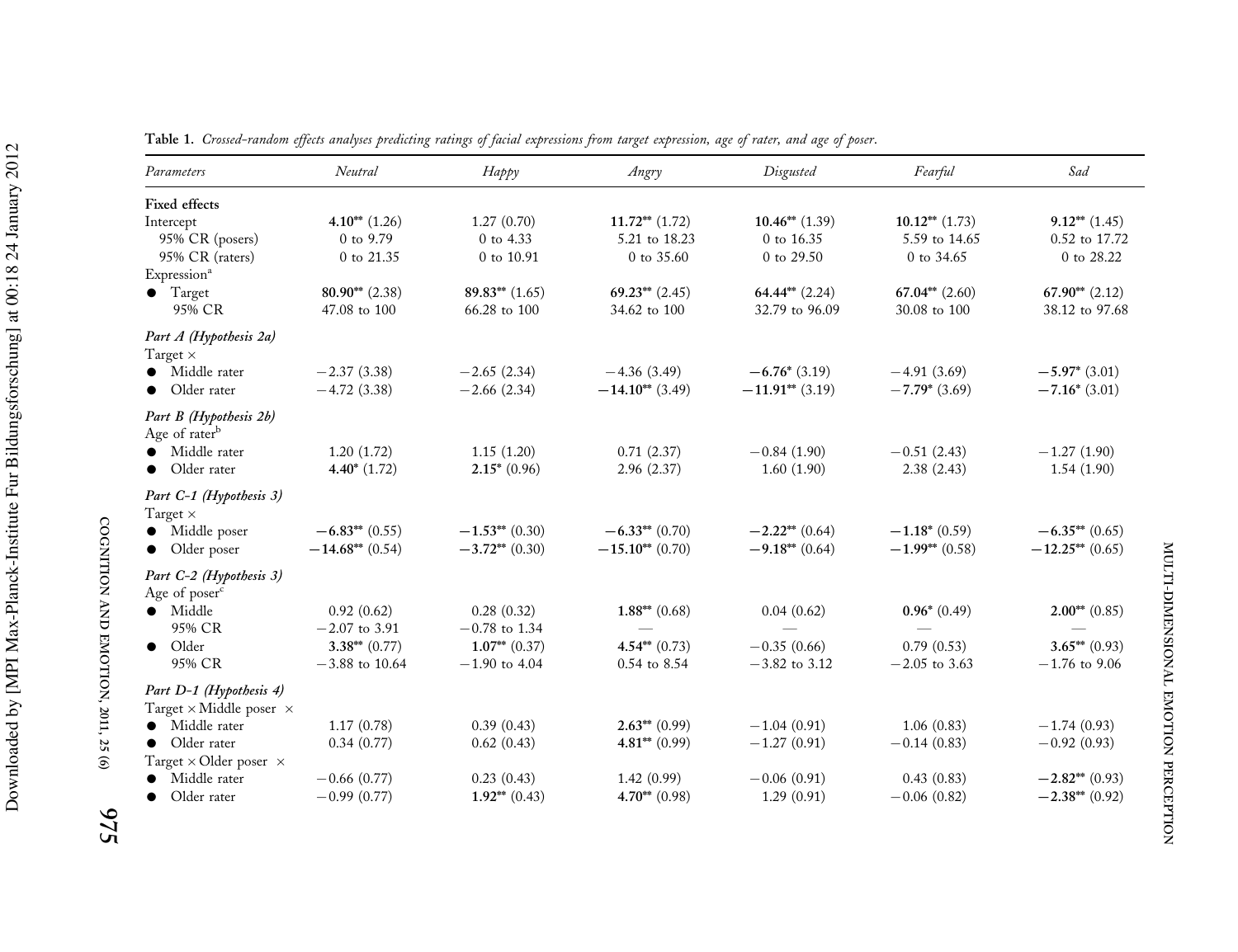**Table 1.** *Crossed-random effects analyses predicting ratings of facial expressions from target expression, age of rater, and age of poser.*

| *Parameters* | *Neutral* | *Happy* | *Angry* | *Disgusted* | *Fearful* | *Sad* |
|---|---|---|---|---|---|---|
| **Fixed effects** | | | | | | |
| Intercept | **4.10**\*\* (1.26) | 1.27 (0.70) | **11.72**\*\* (1.72) | **10.46**\*\* (1.39) | **10.12**\*\* (1.73) | **9.12**\*\* (1.45) |
| 95% CR (posers) | 0 to 9.79 | 0 to 4.33 | 5.21 to 18.23 | 0 to 16.35 | 5.59 to 14.65 | 0.52 to 17.72 |
| 95% CR (raters) | 0 to 21.35 | 0 to 10.91 | 0 to 35.60 | 0 to 29.50 | 0 to 34.65 | 0 to 28.22 |
| Expression[a] | | | | | | |
| ● Target | **80.90**\*\* (2.38) | **89.83**\*\* (1.65) | **69.23**\*\* (2.45) | **64.44**\*\* (2.24) | **67.04**\*\* (2.60) | **67.90**\*\* (2.12) |
| 95% CR | 47.08 to 100 | 66.28 to 100 | 34.62 to 100 | 32.79 to 96.09 | 30.08 to 100 | 38.12 to 97.68 |
| *Part A (Hypothesis 2a)* | | | | | | |
| Target × | | | | | | |
| ● Middle rater | −2.37 (3.38) | −2.65 (2.34) | −4.36 (3.49) | **−6.76**\* (3.19) | −4.91 (3.69) | **−5.97**\* (3.01) |
| ● Older rater | −4.72 (3.38) | −2.66 (2.34) | **−14.10**\*\* (3.49) | **−11.91**\*\* (3.19) | **−7.79**\* (3.69) | **−7.16**\* (3.01) |
| *Part B (Hypothesis 2b)* | | | | | | |
| Age of rater[b] | | | | | | |
| ● Middle rater | 1.20 (1.72) | 1.15 (1.20) | 0.71 (2.37) | −0.84 (1.90) | −0.51 (2.43) | −1.27 (1.90) |
| ● Older rater | **4.40**\* (1.72) | **2.15**\* (0.96) | 2.96 (2.37) | 1.60 (1.90) | 2.38 (2.43) | 1.54 (1.90) |
| *Part C-1 (Hypothesis 3)* | | | | | | |
| Target × | | | | | | |
| ● Middle poser | **−6.83**\*\* (0.55) | **−1.53**\*\* (0.30) | **−6.33**\*\* (0.70) | **−2.22**\*\* (0.64) | **−1.18**\* (0.59) | **−6.35**\*\* (0.65) |
| ● Older poser | **−14.68**\*\* (0.54) | **−3.72**\*\* (0.30) | **−15.10**\*\* (0.70) | **−9.18**\*\* (0.64) | **−1.99**\*\* (0.58) | **−12.25**\*\* (0.65) |
| *Part C-2 (Hypothesis 3)* | | | | | | |
| Age of poser[c] | | | | | | |
| ● Middle | 0.92 (0.62) | 0.28 (0.32) | **1.88**\*\* (0.68) | 0.04 (0.62) | **0.96**\* (0.49) | **2.00**\*\* (0.85) |
| 95% CR | −2.07 to 3.91 | −0.78 to 1.34 | — | — | — | — |
| ● Older | **3.38**\*\* (0.77) | **1.07**\*\* (0.37) | **4.54**\*\* (0.73) | −0.35 (0.66) | 0.79 (0.53) | **3.65**\*\* (0.93) |
| 95% CR | −3.88 to 10.64 | −1.90 to 4.04 | 0.54 to 8.54 | −3.82 to 3.12 | −2.05 to 3.63 | −1.76 to 9.06 |
| *Part D-1 (Hypothesis 4)* | | | | | | |
| Target × Middle poser × | | | | | | |
| ● Middle rater | 1.17 (0.78) | 0.39 (0.43) | **2.63**\*\* (0.99) | −1.04 (0.91) | 1.06 (0.83) | −1.74 (0.93) |
| ● Older rater | 0.34 (0.77) | 0.62 (0.43) | **4.81**\*\* (0.99) | −1.27 (0.91) | −0.14 (0.83) | −0.92 (0.93) |
| Target × Older poser × | | | | | | |
| ● Middle rater | −0.66 (0.77) | 0.23 (0.43) | 1.42 (0.99) | −0.06 (0.91) | 0.43 (0.83) | **−2.82**\*\* (0.93) |
| ● Older rater | −0.99 (0.77) | **1.92**\*\* (0.43) | **4.70**\*\* (0.98) | 1.29 (0.91) | −0.06 (0.82) | **−2.38**\*\* (0.92) |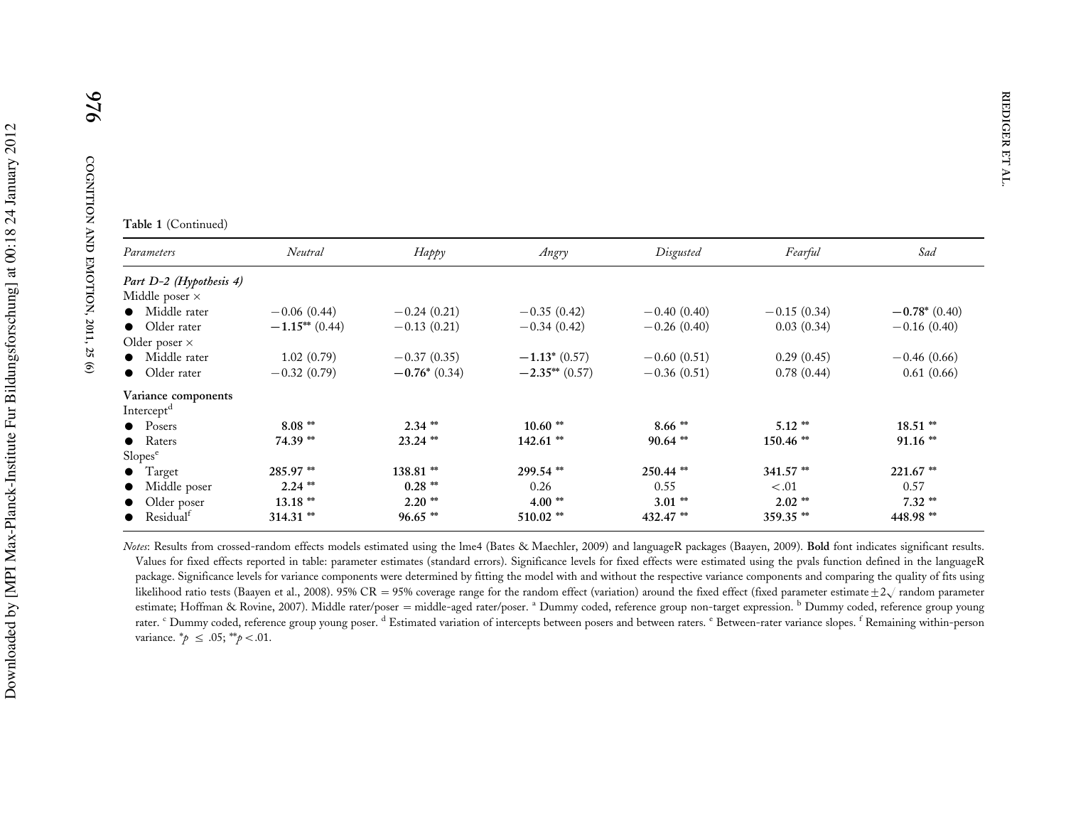**Table 1** (Continued)

| *Parameters* | *Neutral* | *Happy* | *Angry* | *Disgusted* | *Fearful* | *Sad* |
|---|---|---|---|---|---|---|
| ***Part D-2 (Hypothesis 4)*** | | | | | | |
| Middle poser × | | | | | | |
| • Middle rater | −0.06 (0.44) | −0.24 (0.21) | −0.35 (0.42) | −0.40 (0.40) | −0.15 (0.34) | **−0.78*** (0.40) |
| • Older rater | **−1.15**** (0.44) | −0.13 (0.21) | −0.34 (0.42) | −0.26 (0.40) | 0.03 (0.34) | −0.16 (0.40) |
| Older poser × | | | | | | |
| • Middle rater | 1.02 (0.79) | −0.37 (0.35) | **−1.13*** (0.57) | −0.60 (0.51) | 0.29 (0.45) | −0.46 (0.66) |
| • Older rater | −0.32 (0.79) | **−0.76*** (0.34) | **−2.35**** (0.57) | −0.36 (0.51) | 0.78 (0.44) | 0.61 (0.66) |
| **Variance components** | | | | | | |
| Intercept[d] | | | | | | |
| • Posers | **8.08** ** | **2.34** ** | **10.60** ** | **8.66** ** | **5.12** ** | **18.51** ** |
| • Raters | **74.39** ** | **23.24** ** | **142.61** ** | **90.64** ** | **150.46** ** | **91.16** ** |
| Slopes[e] | | | | | | |
| • Target | **285.97** ** | **138.81** ** | **299.54** ** | **250.44** ** | **341.57** ** | **221.67** ** |
| • Middle poser | **2.24** ** | **0.28** ** | 0.26 | 0.55 | < .01 | 0.57 |
| • Older poser | **13.18** ** | **2.20** ** | **4.00** ** | **3.01** ** | **2.02** ** | **7.32** ** |
| • Residual[f] | **314.31** ** | **96.65** ** | **510.02** ** | **432.47** ** | **359.35** ** | **448.98** ** |

*Notes*: Results from crossed-random effects models estimated using the lme4 (Bates & Maechler, 2009) and languageR packages (Baayen, 2009). **Bold** font indicates significant results. Values for fixed effects reported in table: parameter estimates (standard errors). Significance levels for fixed effects were estimated using the pvals function defined in the languageR package. Significance levels for variance components were determined by fitting the model with and without the respective variance components and comparing the quality of fits using likelihood ratio tests (Baayen et al., 2008). 95% CR = 95% coverage range for the random effect (variation) around the fixed effect (fixed parameter estimate $\pm 2\sqrt{}$ random parameter estimate; Hoffman & Rovine, 2007). Middle rater/poser = middle-aged rater/poser. [a] Dummy coded, reference group non-target expression. [b] Dummy coded, reference group young rater. [c] Dummy coded, reference group young poser. [d] Estimated variation of intercepts between posers and between raters. [e] Between-rater variance slopes. [f] Remaining within-person variance. $^{*}p \leq .05$; $^{**}p < .01$.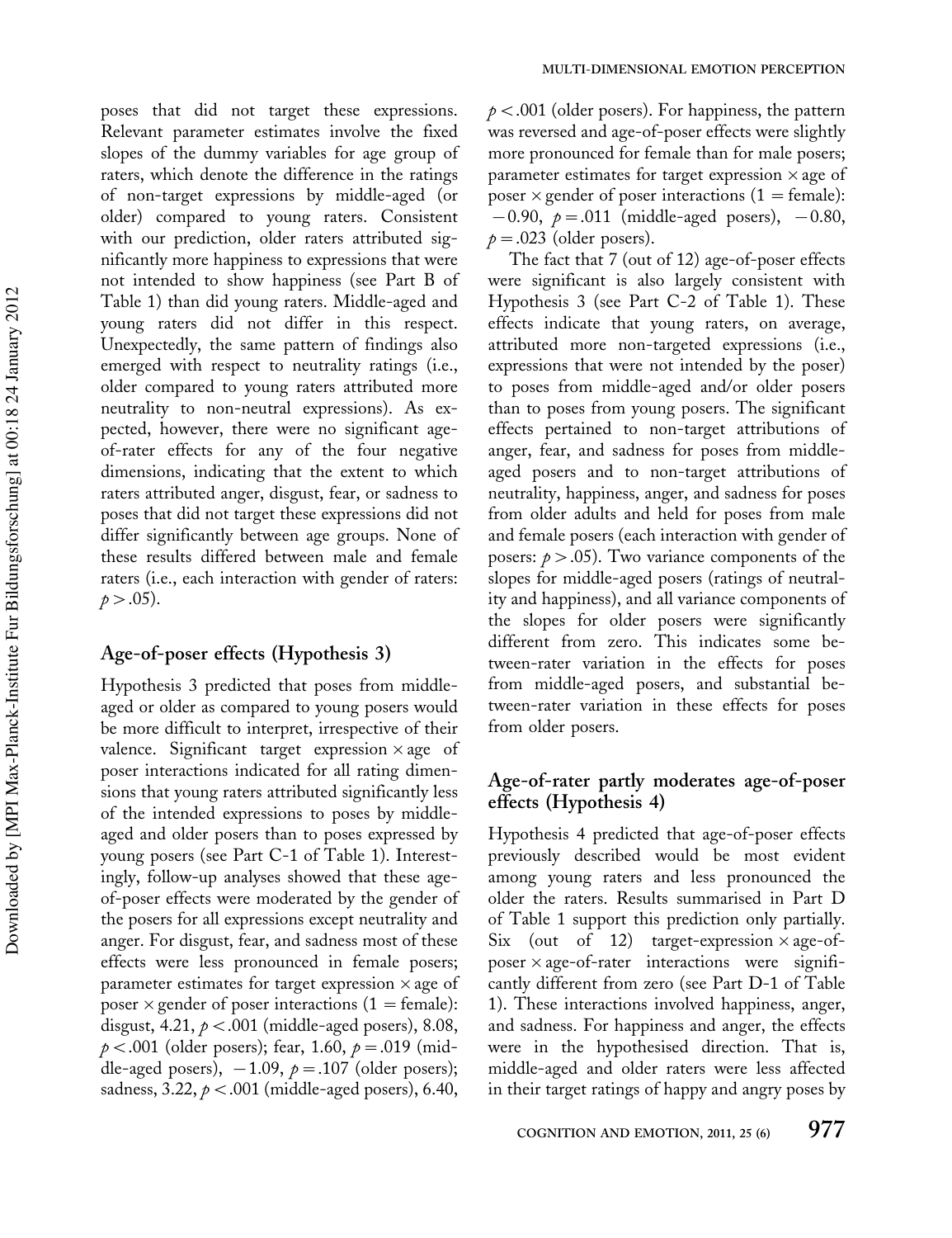poses that did not target these expressions. Relevant parameter estimates involve the fixed slopes of the dummy variables for age group of raters, which denote the difference in the ratings of non-target expressions by middle-aged (or older) compared to young raters. Consistent with our prediction, older raters attributed significantly more happiness to expressions that were not intended to show happiness (see Part B of Table 1) than did young raters. Middle-aged and young raters did not differ in this respect. Unexpectedly, the same pattern of findings also emerged with respect to neutrality ratings (i.e., older compared to young raters attributed more neutrality to non-neutral expressions). As expected, however, there were no significant age-of-rater effects for any of the four negative dimensions, indicating that the extent to which raters attributed anger, disgust, fear, or sadness to poses that did not target these expressions did not differ significantly between age groups. None of these results differed between male and female raters (i.e., each interaction with gender of raters: $p > .05$).

## Age-of-poser effects (Hypothesis 3)

Hypothesis 3 predicted that poses from middle-aged or older as compared to young posers would be more difficult to interpret, irrespective of their valence. Significant target expression × age of poser interactions indicated for all rating dimensions that young raters attributed significantly less of the intended expressions to poses by middle-aged and older posers than to poses expressed by young posers (see Part C-1 of Table 1). Interestingly, follow-up analyses showed that these age-of-poser effects were moderated by the gender of the posers for all expressions except neutrality and anger. For disgust, fear, and sadness most of these effects were less pronounced in female posers; parameter estimates for target expression × age of poser × gender of poser interactions (1 = female): disgust, 4.21, $p < .001$ (middle-aged posers), 8.08, $p < .001$ (older posers); fear, 1.60, $p = .019$ (middle-aged posers), −1.09, $p = .107$ (older posers); sadness, 3.22, $p < .001$ (middle-aged posers), 6.40, $p < .001$ (older posers). For happiness, the pattern was reversed and age-of-poser effects were slightly more pronounced for female than for male posers; parameter estimates for target expression × age of poser × gender of poser interactions (1 = female): −0.90, $p = .011$ (middle-aged posers), −0.80, $p = .023$ (older posers).

The fact that 7 (out of 12) age-of-poser effects were significant is also largely consistent with Hypothesis 3 (see Part C-2 of Table 1). These effects indicate that young raters, on average, attributed more non-targeted expressions (i.e., expressions that were not intended by the poser) to poses from middle-aged and/or older posers than to poses from young posers. The significant effects pertained to non-target attributions of anger, fear, and sadness for poses from middle-aged posers and to non-target attributions of neutrality, happiness, anger, and sadness for poses from older adults and held for poses from male and female posers (each interaction with gender of posers: $p > .05$). Two variance components of the slopes for middle-aged posers (ratings of neutrality and happiness), and all variance components of the slopes for older posers were significantly different from zero. This indicates some between-rater variation in the effects for poses from middle-aged posers, and substantial between-rater variation in these effects for poses from older posers.

## Age-of-rater partly moderates age-of-poser effects (Hypothesis 4)

Hypothesis 4 predicted that age-of-poser effects previously described would be most evident among young raters and less pronounced the older the raters. Results summarised in Part D of Table 1 support this prediction only partially. Six (out of 12) target-expression × age-of-poser × age-of-rater interactions were significantly different from zero (see Part D-1 of Table 1). These interactions involved happiness, anger, and sadness. For happiness and anger, the effects were in the hypothesised direction. That is, middle-aged and older raters were less affected in their target ratings of happy and angry poses by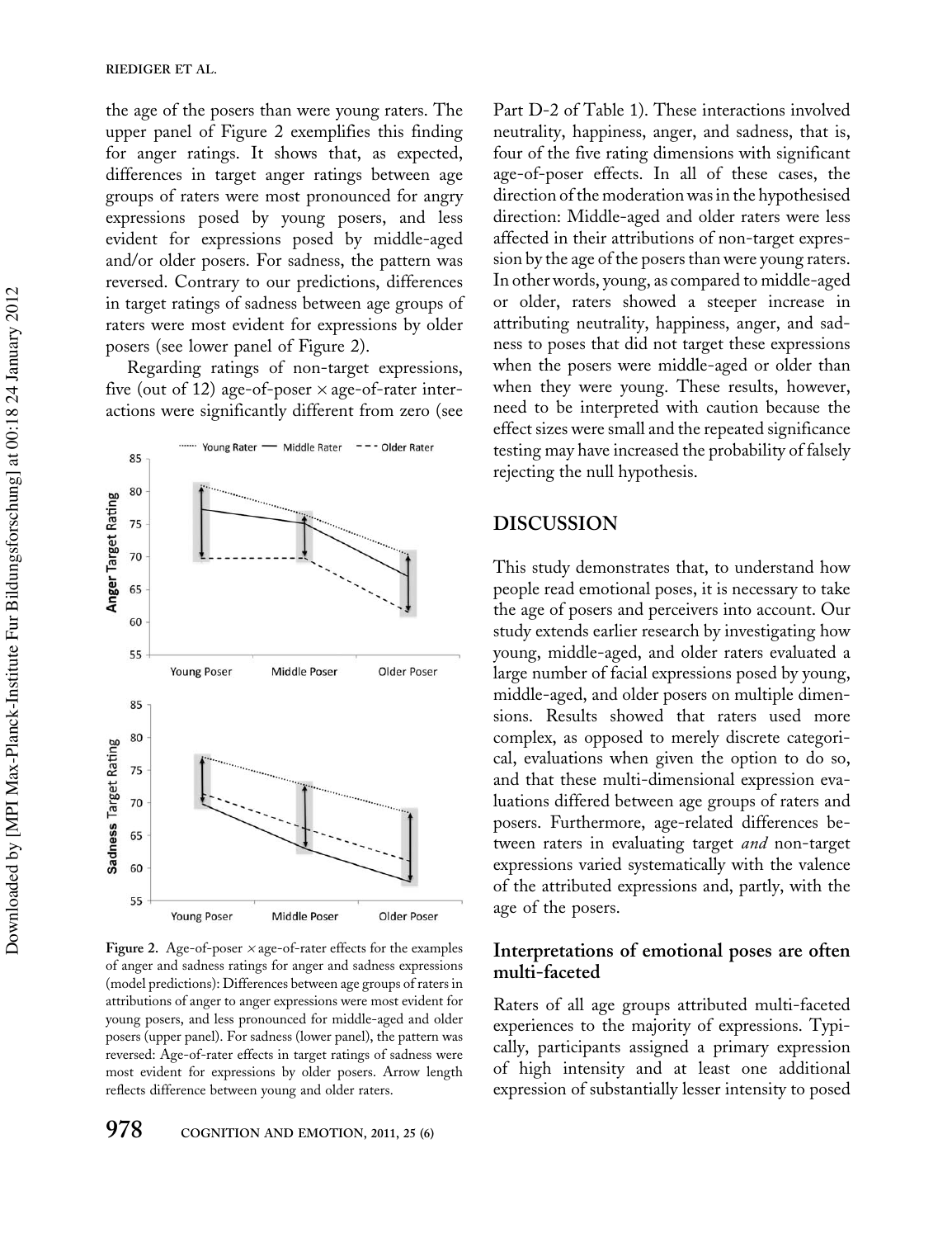the age of the posers than were young raters. The upper panel of Figure 2 exemplifies this finding for anger ratings. It shows that, as expected, differences in target anger ratings between age groups of raters were most pronounced for angry expressions posed by young posers, and less evident for expressions posed by middle-aged and/or older posers. For sadness, the pattern was reversed. Contrary to our predictions, differences in target ratings of sadness between age groups of raters were most evident for expressions by older posers (see lower panel of Figure 2).

Regarding ratings of non-target expressions, five (out of 12) age-of-poser $\times$ age-of-rater interactions were significantly different from zero (see Part D-2 of Table 1). These interactions involved neutrality, happiness, anger, and sadness, that is, four of the five rating dimensions with significant age-of-poser effects. In all of these cases, the direction of the moderation was in the hypothesised direction: Middle-aged and older raters were less affected in their attributions of non-target expression by the age of the posers than were young raters. In other words, young, as compared to middle-aged or older, raters showed a steeper increase in attributing neutrality, happiness, anger, and sadness to poses that did not target these expressions when the posers were middle-aged or older than when they were young. These results, however, need to be interpreted with caution because the effect sizes were small and the repeated significance testing may have increased the probability of falsely rejecting the null hypothesis.

Young Rater — Middle Rater — Older Rater

Anger Target Rating

85
80
75
70
65
60
55

Young Poser Middle Poser Older Poser

Sadness Target Rating

85
80
75
70
65
60
55

Young Poser Middle Poser Older Poser

Figure 2. Age-of-poser $\times$ age-of-rater effects for the examples of anger and sadness ratings for anger and sadness expressions (model predictions): Differences between age groups of raters in attributions of anger to anger expressions were most evident for young posers, and less pronounced for middle-aged and older posers (upper panel). For sadness (lower panel), the pattern was reversed: Age-of-rater effects in target ratings of sadness were most evident for expressions by older posers. Arrow length reflects difference between young and older raters.

## DISCUSSION

This study demonstrates that, to understand how people read emotional poses, it is necessary to take the age of posers and perceivers into account. Our study extends earlier research by investigating how young, middle-aged, and older raters evaluated a large number of facial expressions posed by young, middle-aged, and older posers on multiple dimensions. Results showed that raters used more complex, as opposed to merely discrete categorical, evaluations when given the option to do so, and that these multi-dimensional expression evaluations differed between age groups of raters and posers. Furthermore, age-related differences between raters in evaluating target *and* non-target expressions varied systematically with the valence of the attributed expressions and, partly, with the age of the posers.

### Interpretations of emotional poses are often multi-faceted

Raters of all age groups attributed multi-faceted experiences to the majority of expressions. Typically, participants assigned a primary expression of high intensity and at least one additional expression of substantially lesser intensity to posed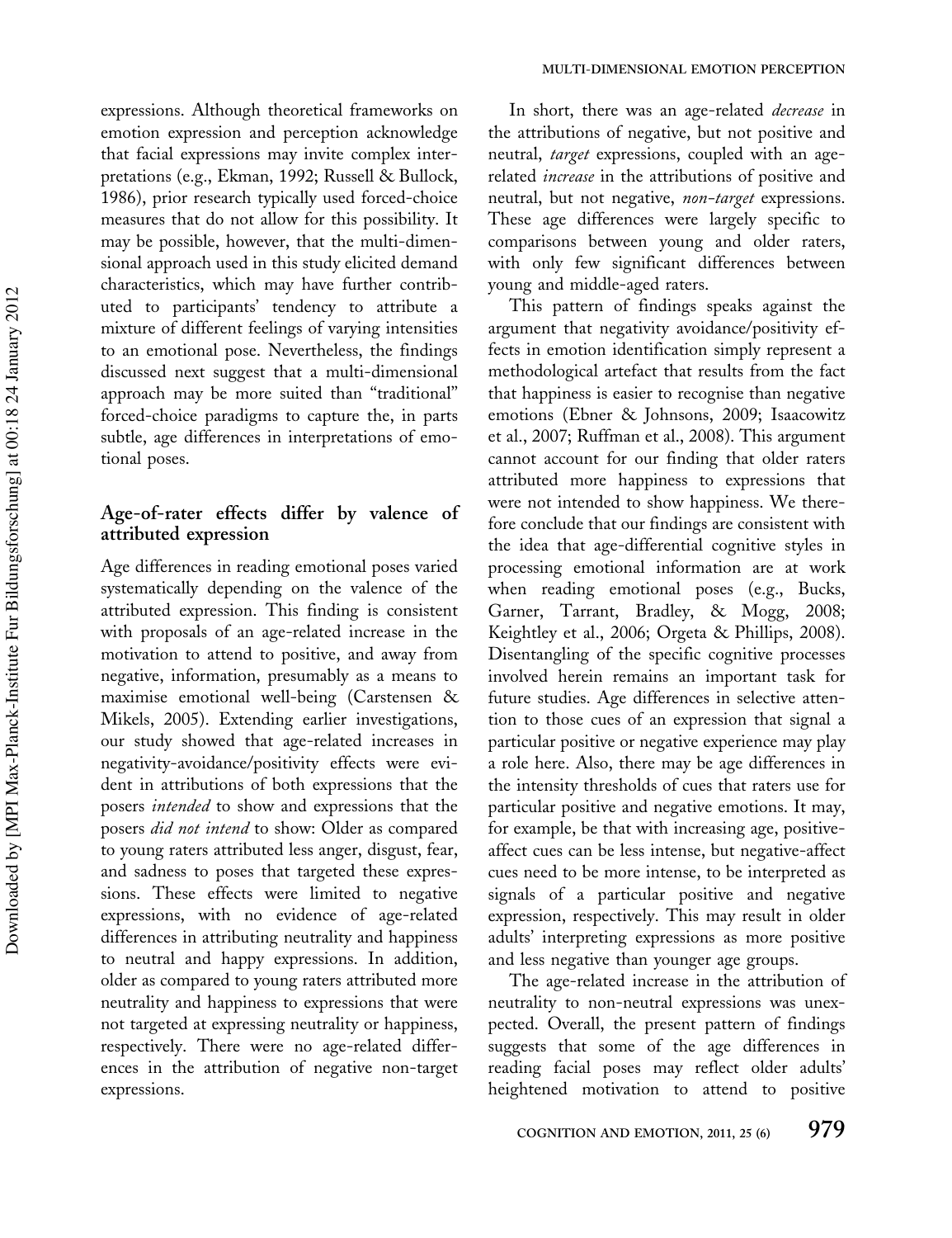expressions. Although theoretical frameworks on emotion expression and perception acknowledge that facial expressions may invite complex interpretations (e.g., Ekman, 1992; Russell & Bullock, 1986), prior research typically used forced-choice measures that do not allow for this possibility. It may be possible, however, that the multi-dimensional approach used in this study elicited demand characteristics, which may have further contributed to participants' tendency to attribute a mixture of different feelings of varying intensities to an emotional pose. Nevertheless, the findings discussed next suggest that a multi-dimensional approach may be more suited than "traditional" forced-choice paradigms to capture the, in parts subtle, age differences in interpretations of emotional poses.

## Age-of-rater effects differ by valence of attributed expression

Age differences in reading emotional poses varied systematically depending on the valence of the attributed expression. This finding is consistent with proposals of an age-related increase in the motivation to attend to positive, and away from negative, information, presumably as a means to maximise emotional well-being (Carstensen & Mikels, 2005). Extending earlier investigations, our study showed that age-related increases in negativity-avoidance/positivity effects were evident in attributions of both expressions that the posers *intended* to show and expressions that the posers *did not intend* to show: Older as compared to young raters attributed less anger, disgust, fear, and sadness to poses that targeted these expressions. These effects were limited to negative expressions, with no evidence of age-related differences in attributing neutrality and happiness to neutral and happy expressions. In addition, older as compared to young raters attributed more neutrality and happiness to expressions that were not targeted at expressing neutrality or happiness, respectively. There were no age-related differences in the attribution of negative non-target expressions.

In short, there was an age-related *decrease* in the attributions of negative, but not positive and neutral, *target* expressions, coupled with an age-related *increase* in the attributions of positive and neutral, but not negative, *non-target* expressions. These age differences were largely specific to comparisons between young and older raters, with only few significant differences between young and middle-aged raters.

This pattern of findings speaks against the argument that negativity avoidance/positivity effects in emotion identification simply represent a methodological artefact that results from the fact that happiness is easier to recognise than negative emotions (Ebner & Johnsons, 2009; Isaacowitz et al., 2007; Ruffman et al., 2008). This argument cannot account for our finding that older raters attributed more happiness to expressions that were not intended to show happiness. We therefore conclude that our findings are consistent with the idea that age-differential cognitive styles in processing emotional information are at work when reading emotional poses (e.g., Bucks, Garner, Tarrant, Bradley, & Mogg, 2008; Keightley et al., 2006; Orgeta & Phillips, 2008). Disentangling of the specific cognitive processes involved herein remains an important task for future studies. Age differences in selective attention to those cues of an expression that signal a particular positive or negative experience may play a role here. Also, there may be age differences in the intensity thresholds of cues that raters use for particular positive and negative emotions. It may, for example, be that with increasing age, positive-affect cues can be less intense, but negative-affect cues need to be more intense, to be interpreted as signals of a particular positive and negative expression, respectively. This may result in older adults' interpreting expressions as more positive and less negative than younger age groups.

The age-related increase in the attribution of neutrality to non-neutral expressions was unexpected. Overall, the present pattern of findings suggests that some of the age differences in reading facial poses may reflect older adults' heightened motivation to attend to positive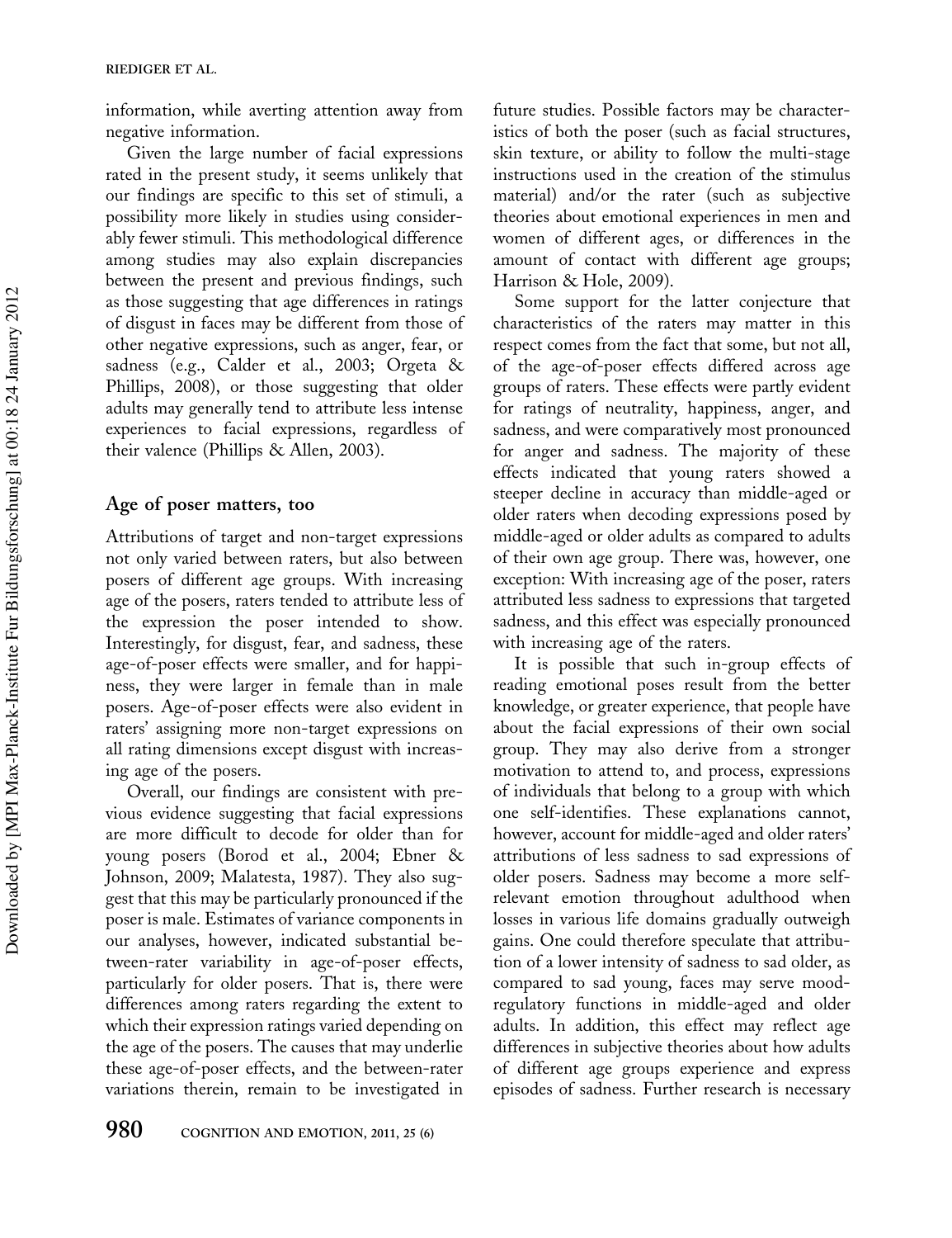information, while averting attention away from negative information.

Given the large number of facial expressions rated in the present study, it seems unlikely that our findings are specific to this set of stimuli, a possibility more likely in studies using considerably fewer stimuli. This methodological difference among studies may also explain discrepancies between the present and previous findings, such as those suggesting that age differences in ratings of disgust in faces may be different from those of other negative expressions, such as anger, fear, or sadness (e.g., Calder et al., 2003; Orgeta & Phillips, 2008), or those suggesting that older adults may generally tend to attribute less intense experiences to facial expressions, regardless of their valence (Phillips & Allen, 2003).

## Age of poser matters, too

Attributions of target and non-target expressions not only varied between raters, but also between posers of different age groups. With increasing age of the posers, raters tended to attribute less of the expression the poser intended to show. Interestingly, for disgust, fear, and sadness, these age-of-poser effects were smaller, and for happiness, they were larger in female than in male posers. Age-of-poser effects were also evident in raters' assigning more non-target expressions on all rating dimensions except disgust with increasing age of the posers.

Overall, our findings are consistent with previous evidence suggesting that facial expressions are more difficult to decode for older than for young posers (Borod et al., 2004; Ebner & Johnson, 2009; Malatesta, 1987). They also suggest that this may be particularly pronounced if the poser is male. Estimates of variance components in our analyses, however, indicated substantial between-rater variability in age-of-poser effects, particularly for older posers. That is, there were differences among raters regarding the extent to which their expression ratings varied depending on the age of the posers. The causes that may underlie these age-of-poser effects, and the between-rater variations therein, remain to be investigated in future studies. Possible factors may be characteristics of both the poser (such as facial structures, skin texture, or ability to follow the multi-stage instructions used in the creation of the stimulus material) and/or the rater (such as subjective theories about emotional experiences in men and women of different ages, or differences in the amount of contact with different age groups; Harrison & Hole, 2009).

Some support for the latter conjecture that characteristics of the raters may matter in this respect comes from the fact that some, but not all, of the age-of-poser effects differed across age groups of raters. These effects were partly evident for ratings of neutrality, happiness, anger, and sadness, and were comparatively most pronounced for anger and sadness. The majority of these effects indicated that young raters showed a steeper decline in accuracy than middle-aged or older raters when decoding expressions posed by middle-aged or older adults as compared to adults of their own age group. There was, however, one exception: With increasing age of the poser, raters attributed less sadness to expressions that targeted sadness, and this effect was especially pronounced with increasing age of the raters.

It is possible that such in-group effects of reading emotional poses result from the better knowledge, or greater experience, that people have about the facial expressions of their own social group. They may also derive from a stronger motivation to attend to, and process, expressions of individuals that belong to a group with which one self-identifies. These explanations cannot, however, account for middle-aged and older raters' attributions of less sadness to sad expressions of older posers. Sadness may become a more self-relevant emotion throughout adulthood when losses in various life domains gradually outweigh gains. One could therefore speculate that attribution of a lower intensity of sadness to sad older, as compared to sad young, faces may serve mood-regulatory functions in middle-aged and older adults. In addition, this effect may reflect age differences in subjective theories about how adults of different age groups experience and express episodes of sadness. Further research is necessary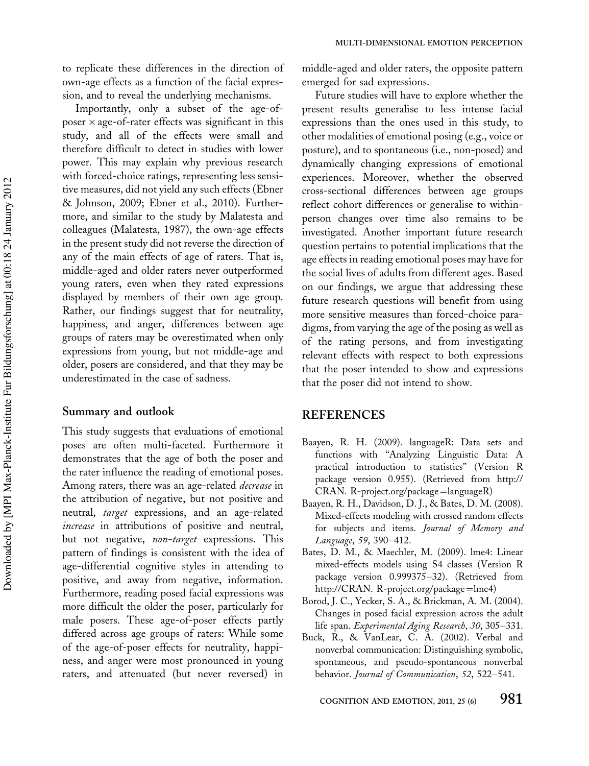to replicate these differences in the direction of own-age effects as a function of the facial expression, and to reveal the underlying mechanisms.

Importantly, only a subset of the age-of-poser × age-of-rater effects was significant in this study, and all of the effects were small and therefore difficult to detect in studies with lower power. This may explain why previous research with forced-choice ratings, representing less sensitive measures, did not yield any such effects (Ebner & Johnson, 2009; Ebner et al., 2010). Furthermore, and similar to the study by Malatesta and colleagues (Malatesta, 1987), the own-age effects in the present study did not reverse the direction of any of the main effects of age of raters. That is, middle-aged and older raters never outperformed young raters, even when they rated expressions displayed by members of their own age group. Rather, our findings suggest that for neutrality, happiness, and anger, differences between age groups of raters may be overestimated when only expressions from young, but not middle-age and older, posers are considered, and that they may be underestimated in the case of sadness.

## Summary and outlook

This study suggests that evaluations of emotional poses are often multi-faceted. Furthermore it demonstrates that the age of both the poser and the rater influence the reading of emotional poses. Among raters, there was an age-related *decrease* in the attribution of negative, but not positive and neutral, *target* expressions, and an age-related *increase* in attributions of positive and neutral, but not negative, *non-target* expressions. This pattern of findings is consistent with the idea of age-differential cognitive styles in attending to positive, and away from negative, information. Furthermore, reading posed facial expressions was more difficult the older the poser, particularly for male posers. These age-of-poser effects partly differed across age groups of raters: While some of the age-of-poser effects for neutrality, happiness, and anger were most pronounced in young raters, and attenuated (but never reversed) in middle-aged and older raters, the opposite pattern emerged for sad expressions.

Future studies will have to explore whether the present results generalise to less intense facial expressions than the ones used in this study, to other modalities of emotional posing (e.g., voice or posture), and to spontaneous (i.e., non-posed) and dynamically changing expressions of emotional experiences. Moreover, whether the observed cross-sectional differences between age groups reflect cohort differences or generalise to within-person changes over time also remains to be investigated. Another important future research question pertains to potential implications that the age effects in reading emotional poses may have for the social lives of adults from different ages. Based on our findings, we argue that addressing these future research questions will benefit from using more sensitive measures than forced-choice paradigms, from varying the age of the posing as well as of the rating persons, and from investigating relevant effects with respect to both expressions that the poser intended to show and expressions that the poser did not intend to show.

# REFERENCES

Baayen, R. H. (2009). languageR: Data sets and functions with "Analyzing Linguistic Data: A practical introduction to statistics" (Version R package version 0.955). (Retrieved from http://CRAN. R-project.org/package=languageR)

Baayen, R. H., Davidson, D. J., & Bates, D. M. (2008). Mixed-effects modeling with crossed random effects for subjects and items. *Journal of Memory and Language*, *59*, 390–412.

Bates, D. M., & Maechler, M. (2009). lme4: Linear mixed-effects models using S4 classes (Version R package version 0.999375–32). (Retrieved from http://CRAN. R-project.org/package=lme4)

Borod, J. C., Yecker, S. A., & Brickman, A. M. (2004). Changes in posed facial expression across the adult life span. *Experimental Aging Research*, *30*, 305–331.

Buck, R., & VanLear, C. A. (2002). Verbal and nonverbal communication: Distinguishing symbolic, spontaneous, and pseudo-spontaneous nonverbal behavior. *Journal of Communication*, *52*, 522–541.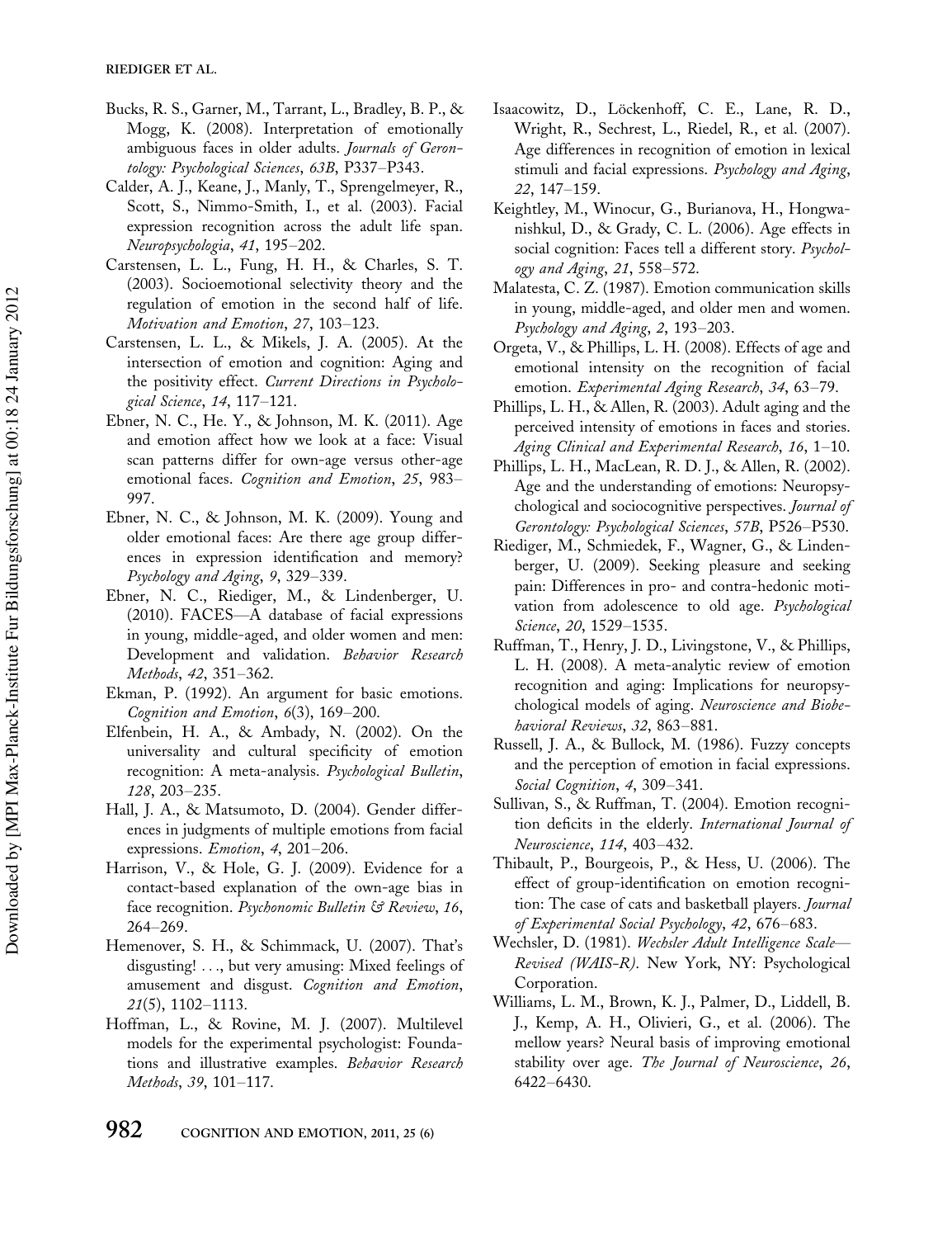Bucks, R. S., Garner, M., Tarrant, L., Bradley, B. P., & Mogg, K. (2008). Interpretation of emotionally ambiguous faces in older adults. *Journals of Gerontology: Psychological Sciences*, *63B*, P337–P343.

Calder, A. J., Keane, J., Manly, T., Sprengelmeyer, R., Scott, S., Nimmo-Smith, I., et al. (2003). Facial expression recognition across the adult life span. *Neuropsychologia*, *41*, 195–202.

Carstensen, L. L., Fung, H. H., & Charles, S. T. (2003). Socioemotional selectivity theory and the regulation of emotion in the second half of life. *Motivation and Emotion*, *27*, 103–123.

Carstensen, L. L., & Mikels, J. A. (2005). At the intersection of emotion and cognition: Aging and the positivity effect. *Current Directions in Psychological Science*, *14*, 117–121.

Ebner, N. C., He. Y., & Johnson, M. K. (2011). Age and emotion affect how we look at a face: Visual scan patterns differ for own-age versus other-age emotional faces. *Cognition and Emotion*, *25*, 983–997.

Ebner, N. C., & Johnson, M. K. (2009). Young and older emotional faces: Are there age group differences in expression identification and memory? *Psychology and Aging*, *9*, 329–339.

Ebner, N. C., Riediger, M., & Lindenberger, U. (2010). FACES—A database of facial expressions in young, middle-aged, and older women and men: Development and validation. *Behavior Research Methods*, *42*, 351–362.

Ekman, P. (1992). An argument for basic emotions. *Cognition and Emotion*, *6*(3), 169–200.

Elfenbein, H. A., & Ambady, N. (2002). On the universality and cultural specificity of emotion recognition: A meta-analysis. *Psychological Bulletin*, *128*, 203–235.

Hall, J. A., & Matsumoto, D. (2004). Gender differences in judgments of multiple emotions from facial expressions. *Emotion*, *4*, 201–206.

Harrison, V., & Hole, G. J. (2009). Evidence for a contact-based explanation of the own-age bias in face recognition. *Psychonomic Bulletin & Review*, *16*, 264–269.

Hemenover, S. H., & Schimmack, U. (2007). That's disgusting! . . ., but very amusing: Mixed feelings of amusement and disgust. *Cognition and Emotion*, *21*(5), 1102–1113.

Hoffman, L., & Rovine, M. J. (2007). Multilevel models for the experimental psychologist: Foundations and illustrative examples. *Behavior Research Methods*, *39*, 101–117.

Isaacowitz, D., Löckenhoff, C. E., Lane, R. D., Wright, R., Sechrest, L., Riedel, R., et al. (2007). Age differences in recognition of emotion in lexical stimuli and facial expressions. *Psychology and Aging*, *22*, 147–159.

Keightley, M., Winocur, G., Burianova, H., Hongwanishkul, D., & Grady, C. L. (2006). Age effects in social cognition: Faces tell a different story. *Psychology and Aging*, *21*, 558–572.

Malatesta, C. Z. (1987). Emotion communication skills in young, middle-aged, and older men and women. *Psychology and Aging*, *2*, 193–203.

Orgeta, V., & Phillips, L. H. (2008). Effects of age and emotional intensity on the recognition of facial emotion. *Experimental Aging Research*, *34*, 63–79.

Phillips, L. H., & Allen, R. (2003). Adult aging and the perceived intensity of emotions in faces and stories. *Aging Clinical and Experimental Research*, *16*, 1–10.

Phillips, L. H., MacLean, R. D. J., & Allen, R. (2002). Age and the understanding of emotions: Neuropsychological and sociocognitive perspectives. *Journal of Gerontology: Psychological Sciences*, *57B*, P526–P530.

Riediger, M., Schmiedek, F., Wagner, G., & Lindenberger, U. (2009). Seeking pleasure and seeking pain: Differences in pro- and contra-hedonic motivation from adolescence to old age. *Psychological Science*, *20*, 1529–1535.

Ruffman, T., Henry, J. D., Livingstone, V., & Phillips, L. H. (2008). A meta-analytic review of emotion recognition and aging: Implications for neuropsychological models of aging. *Neuroscience and Biobehavioral Reviews*, *32*, 863–881.

Russell, J. A., & Bullock, M. (1986). Fuzzy concepts and the perception of emotion in facial expressions. *Social Cognition*, *4*, 309–341.

Sullivan, S., & Ruffman, T. (2004). Emotion recognition deficits in the elderly. *International Journal of Neuroscience*, *114*, 403–432.

Thibault, P., Bourgeois, P., & Hess, U. (2006). The effect of group-identification on emotion recognition: The case of cats and basketball players. *Journal of Experimental Social Psychology*, *42*, 676–683.

Wechsler, D. (1981). *Wechsler Adult Intelligence Scale—Revised (WAIS-R)*. New York, NY: Psychological Corporation.

Williams, L. M., Brown, K. J., Palmer, D., Liddell, B. J., Kemp, A. H., Olivieri, G., et al. (2006). The mellow years? Neural basis of improving emotional stability over age. *The Journal of Neuroscience*, *26*, 6422–6430.